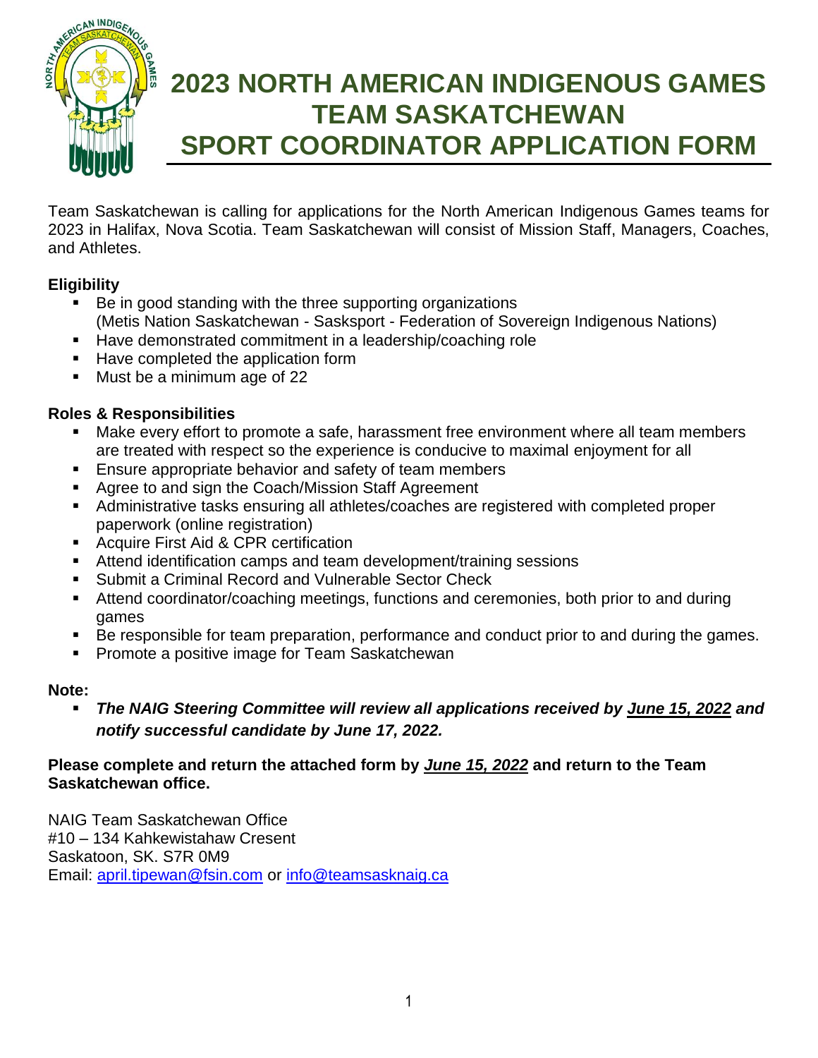# 2023 NORTH AMERICAN INDIGENOUS GAMES TEAM SASKATCHEWAN SPORT COORDINATOR APPLICATION FORM

Team Saskatchewan is calling for applications for the North American Indigenous Games teams for 2023 in Halifax, Nova Scotia. Team Saskatchewan will consist of Mission Staff, Managers, Coaches, and Athletes.

**Eligibility**

- Be in good standing with the three supporting organizations (Metis Nation Saskatchewan - Sasksport - Federation of Sovereign Indigenous Nations)
- Have demonstrated commitment in a leadership/coaching role
- Have completed the application form
- Must be a minimum age of 22

**Roles & Responsibilities**

- Make every effort to promote a safe, harassment free environment where all team members are treated with respect so the experience is conducive to maximal enjoyment for all
- Ensure appropriate behavior and safety of team members
- Agree to and sign the Coach/Mission Staff Agreement
- Administrative tasks ensuring all athletes/coaches are registered with completed proper paperwork (online registration)
- Acquire First Aid & CPR certification
- Attend identification camps and team development/training sessions
- Submit a Criminal Record and Vulnerable Sector Check
- Attend coordinator/coaching meetings, functions and ceremonies, both prior to and during games
- Be responsible for team preparation, performance and conduct prior to and during the games.
- Promote a positive image for Team Saskatchewan

**Note:**

- ***The NAIG Steering Committee will review all applications received by June 15, 2022 and notify successful candidate by June 17, 2022.***

**Please complete and return the attached form by *June 15, 2022* and return to the Team Saskatchewan office.**

NAIG Team Saskatchewan Office
#10 – 134 Kahkewistahaw Cresent
Saskatoon, SK. S7R 0M9
Email: april.tipewan@fsin.com or info@teamsasknaig.ca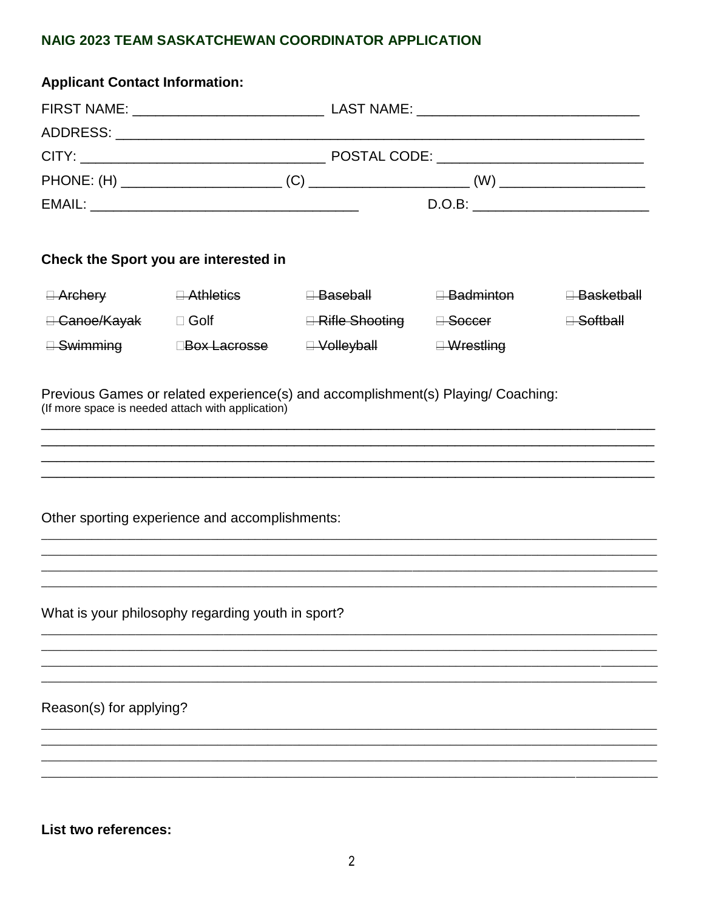**NAIG 2023 TEAM SASKATCHEWAN COORDINATOR APPLICATION**

**Applicant Contact Information:**

FIRST NAME: _________________________ LAST NAME: ____________________________

ADDRESS: ______________________________________________________________________

CITY: _______________________________ POSTAL CODE: __________________________

PHONE: (H) ____________________ (C) ____________________ (W) __________________

EMAIL: _________________________________ D.O.B: ______________________

**Check the Sport you are interested in**

| | | | | |
|---|---|---|---|---|
| ~~☐ Archery~~ | ~~☐ Athletics~~ | ~~☐ Baseball~~ | ~~☐ Badminton~~ | ~~☐ Basketball~~ |
| ~~☐ Canoe/Kayak~~ | ☐ Golf | ~~☐ Rifle Shooting~~ | ~~☐ Soccer~~ | ~~☐ Softball~~ |
| ~~☐ Swimming~~ | ~~☐ Box Lacrosse~~ | ~~☐ Volleyball~~ | ~~☐ Wrestling~~ | |

Previous Games or related experience(s) and accomplishment(s) Playing/ Coaching:
(If more space is needed attach with application)

________________________________________________________________________________
________________________________________________________________________________
________________________________________________________________________________
________________________________________________________________________________

Other sporting experience and accomplishments:

________________________________________________________________________________
________________________________________________________________________________
________________________________________________________________________________
________________________________________________________________________________

What is your philosophy regarding youth in sport?

________________________________________________________________________________
________________________________________________________________________________
________________________________________________________________________________
________________________________________________________________________________

Reason(s) for applying?

________________________________________________________________________________
________________________________________________________________________________
________________________________________________________________________________
________________________________________________________________________________

**List two references:**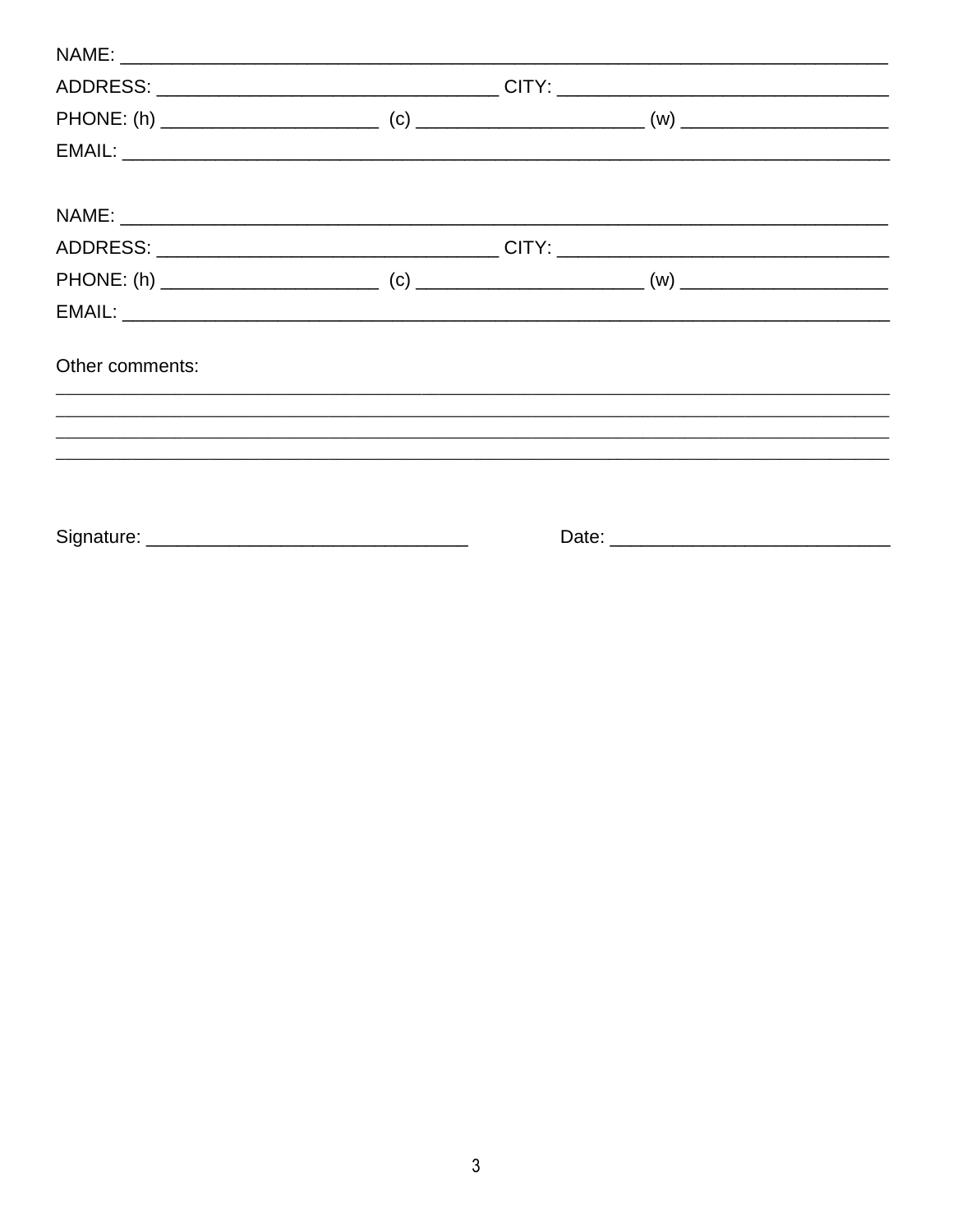NAME: ___________________________________________________________________________

ADDRESS: ________________________________ CITY: _________________________________

PHONE: (h) _____________________ (c) ______________________ (w) ____________________

EMAIL: ___________________________________________________________________________

NAME: ___________________________________________________________________________

ADDRESS: ________________________________ CITY: _________________________________

PHONE: (h) _____________________ (c) ______________________ (w) ____________________

EMAIL: ___________________________________________________________________________

Other comments:

__________________________________________________________________________________

__________________________________________________________________________________

__________________________________________________________________________________

__________________________________________________________________________________

Signature: ________________________________ Date: ___________________________